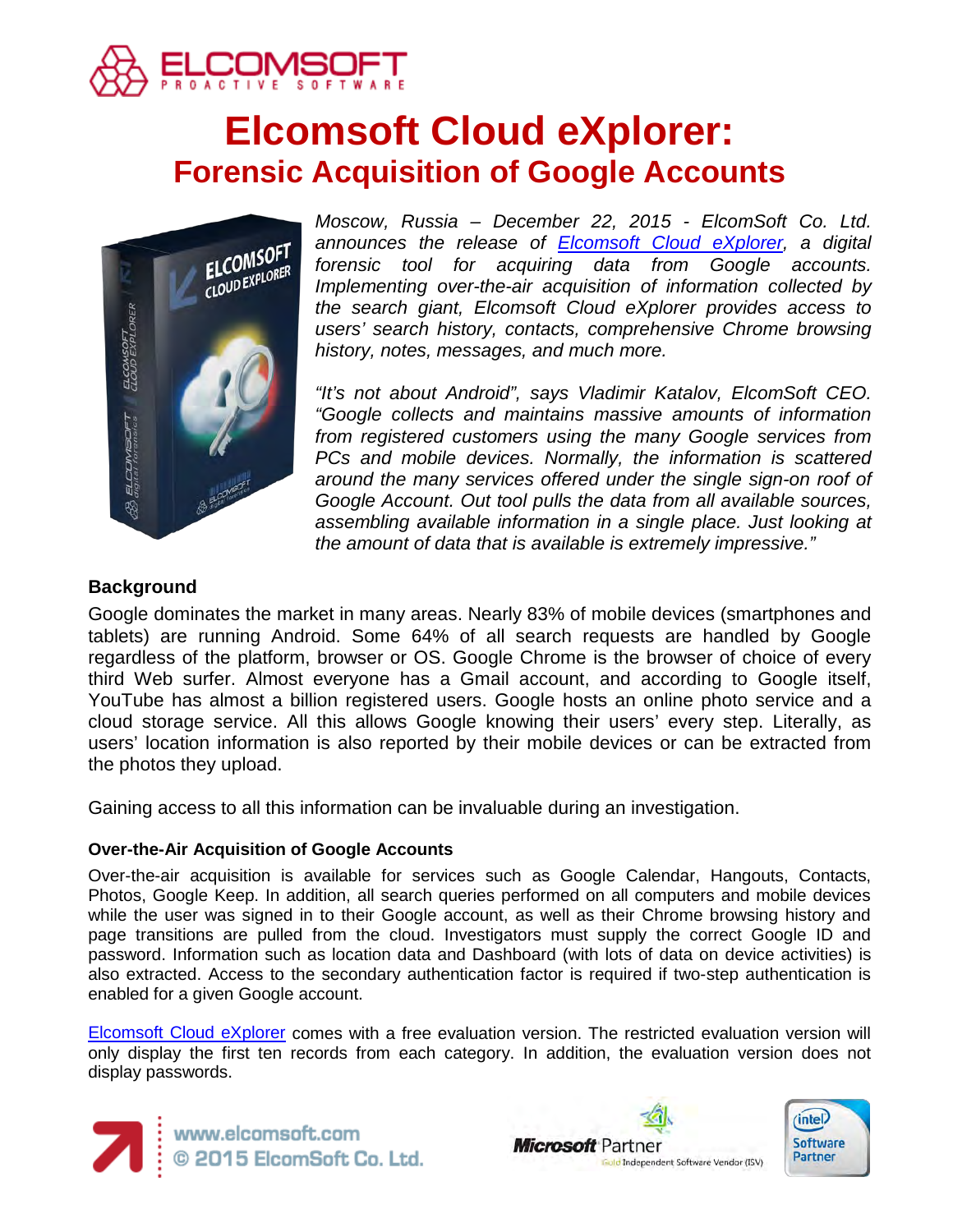# Elcomsoft Cloud eXplorer:
## Forensic Acquisition of Google Accounts

*Moscow, Russia – December 22, 2015 - ElcomSoft Co. Ltd. announces the release of [Elcomsoft Cloud eXplorer](), a digital forensic tool for acquiring data from Google accounts. Implementing over-the-air acquisition of information collected by the search giant, Elcomsoft Cloud eXplorer provides access to users' search history, contacts, comprehensive Chrome browsing history, notes, messages, and much more.*

*"It's not about Android", says Vladimir Katalov, ElcomSoft CEO. "Google collects and maintains massive amounts of information from registered customers using the many Google services from PCs and mobile devices. Normally, the information is scattered around the many services offered under the single sign-on roof of Google Account. Out tool pulls the data from all available sources, assembling available information in a single place. Just looking at the amount of data that is available is extremely impressive."*

### Background

Google dominates the market in many areas. Nearly 83% of mobile devices (smartphones and tablets) are running Android. Some 64% of all search requests are handled by Google regardless of the platform, browser or OS. Google Chrome is the browser of choice of every third Web surfer. Almost everyone has a Gmail account, and according to Google itself, YouTube has almost a billion registered users. Google hosts an online photo service and a cloud storage service. All this allows Google knowing their users' every step. Literally, as users' location information is also reported by their mobile devices or can be extracted from the photos they upload.

Gaining access to all this information can be invaluable during an investigation.

#### Over-the-Air Acquisition of Google Accounts

Over-the-air acquisition is available for services such as Google Calendar, Hangouts, Contacts, Photos, Google Keep. In addition, all search queries performed on all computers and mobile devices while the user was signed in to their Google account, as well as their Chrome browsing history and page transitions are pulled from the cloud. Investigators must supply the correct Google ID and password. Information such as location data and Dashboard (with lots of data on device activities) is also extracted. Access to the secondary authentication factor is required if two-step authentication is enabled for a given Google account.

[Elcomsoft Cloud eXplorer]() comes with a free evaluation version. The restricted evaluation version will only display the first ten records from each category. In addition, the evaluation version does not display passwords.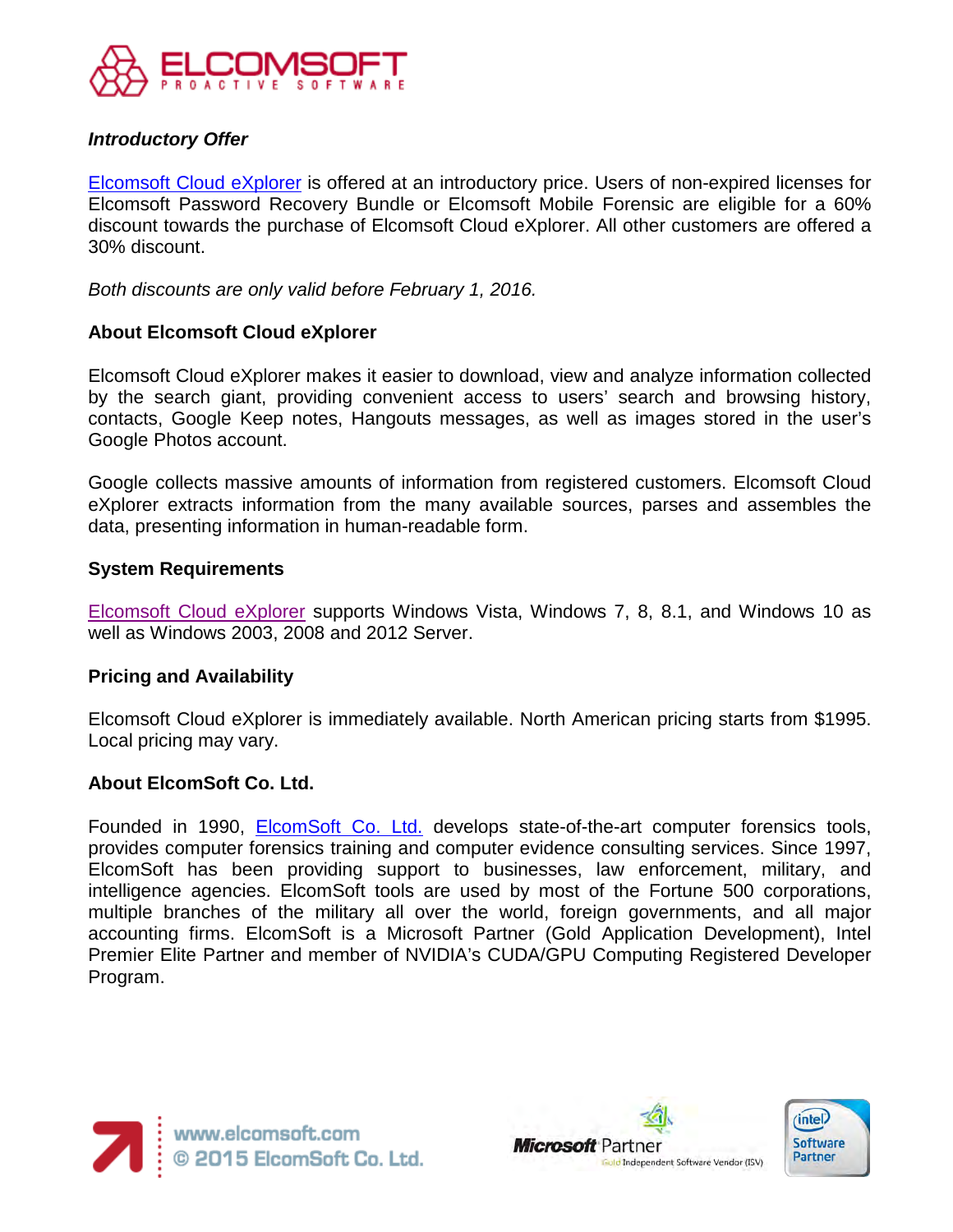***Introductory Offer***

Elcomsoft Cloud eXplorer is offered at an introductory price. Users of non-expired licenses for Elcomsoft Password Recovery Bundle or Elcomsoft Mobile Forensic are eligible for a 60% discount towards the purchase of Elcomsoft Cloud eXplorer. All other customers are offered a 30% discount.

*Both discounts are only valid before February 1, 2016.*

**About Elcomsoft Cloud eXplorer**

Elcomsoft Cloud eXplorer makes it easier to download, view and analyze information collected by the search giant, providing convenient access to users' search and browsing history, contacts, Google Keep notes, Hangouts messages, as well as images stored in the user's Google Photos account.

Google collects massive amounts of information from registered customers. Elcomsoft Cloud eXplorer extracts information from the many available sources, parses and assembles the data, presenting information in human-readable form.

**System Requirements**

Elcomsoft Cloud eXplorer supports Windows Vista, Windows 7, 8, 8.1, and Windows 10 as well as Windows 2003, 2008 and 2012 Server.

**Pricing and Availability**

Elcomsoft Cloud eXplorer is immediately available. North American pricing starts from $1995. Local pricing may vary.

**About ElcomSoft Co. Ltd.**

Founded in 1990, ElcomSoft Co. Ltd. develops state-of-the-art computer forensics tools, provides computer forensics training and computer evidence consulting services. Since 1997, ElcomSoft has been providing support to businesses, law enforcement, military, and intelligence agencies. ElcomSoft tools are used by most of the Fortune 500 corporations, multiple branches of the military all over the world, foreign governments, and all major accounting firms. ElcomSoft is a Microsoft Partner (Gold Application Development), Intel Premier Elite Partner and member of NVIDIA's CUDA/GPU Computing Registered Developer Program.